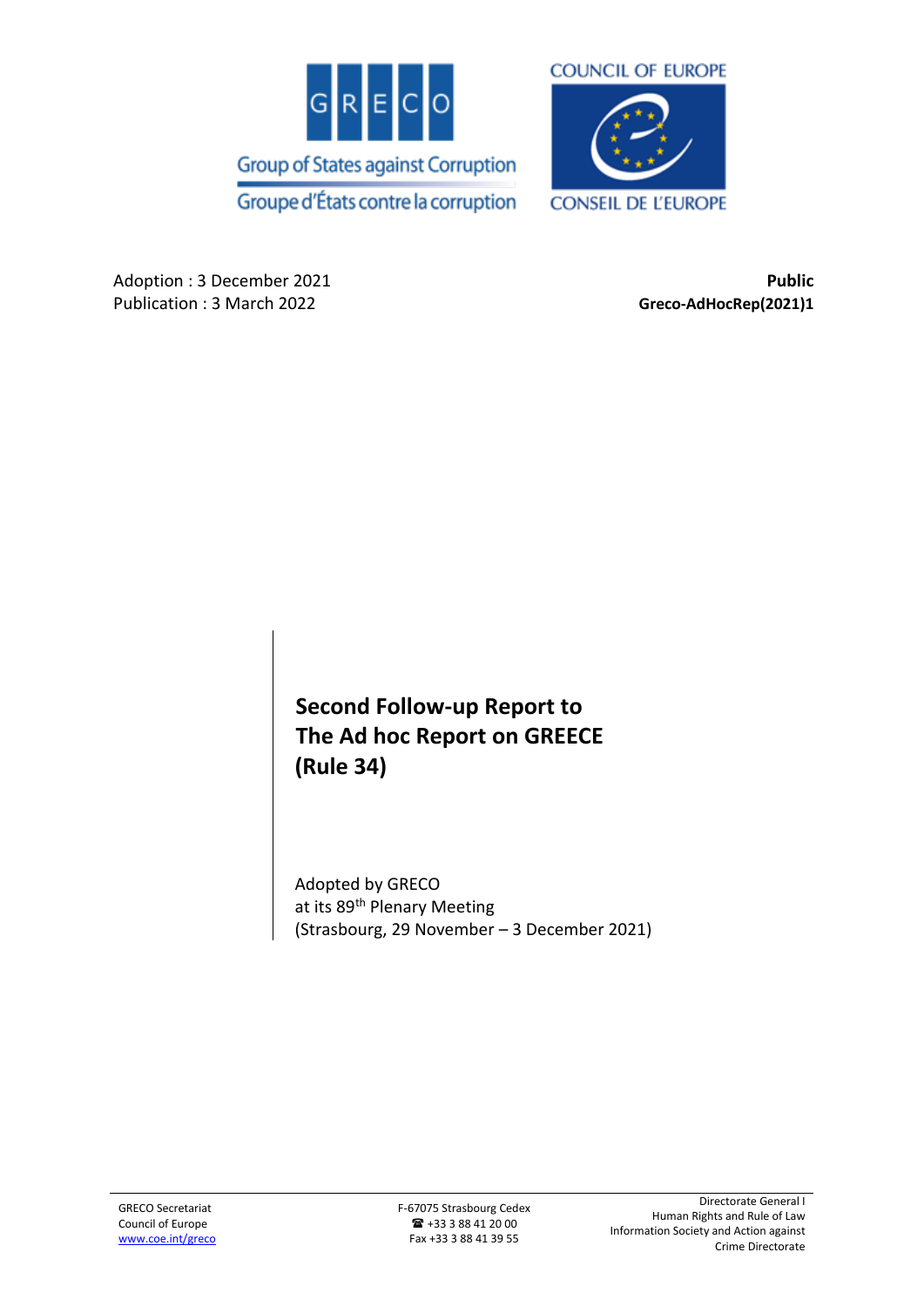Group of States against Corruption

Groupe d'États contre la corruption

COUNCIL OF EUROPE

CONSEIL DE L'EUROPE

Adoption : 3 December 2021
Publication : 3 March 2022

**Public**
**Greco-AdHocRep(2021)1**

# Second Follow-up Report to The Ad hoc Report on GREECE (Rule 34)

Adopted by GRECO
at its 89th Plenary Meeting
(Strasbourg, 29 November – 3 December 2021)

GRECO Secretariat
Council of Europe
www.coe.int/greco

F-67075 Strasbourg Cedex
☎ +33 3 88 41 20 00
Fax +33 3 88 41 39 55

Directorate General I
Human Rights and Rule of Law
Information Society and Action against Crime Directorate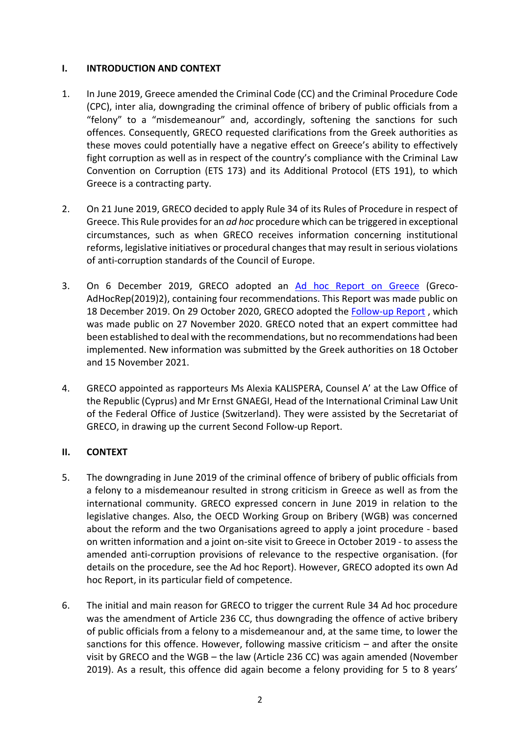## I. INTRODUCTION AND CONTEXT

1. In June 2019, Greece amended the Criminal Code (CC) and the Criminal Procedure Code (CPC), inter alia, downgrading the criminal offence of bribery of public officials from a "felony" to a "misdemeanour" and, accordingly, softening the sanctions for such offences. Consequently, GRECO requested clarifications from the Greek authorities as these moves could potentially have a negative effect on Greece's ability to effectively fight corruption as well as in respect of the country's compliance with the Criminal Law Convention on Corruption (ETS 173) and its Additional Protocol (ETS 191), to which Greece is a contracting party.

2. On 21 June 2019, GRECO decided to apply Rule 34 of its Rules of Procedure in respect of Greece. This Rule provides for an *ad hoc* procedure which can be triggered in exceptional circumstances, such as when GRECO receives information concerning institutional reforms, legislative initiatives or procedural changes that may result in serious violations of anti-corruption standards of the Council of Europe.

3. On 6 December 2019, GRECO adopted an Ad hoc Report on Greece (Greco-AdHocRep(2019)2), containing four recommendations. This Report was made public on 18 December 2019. On 29 October 2020, GRECO adopted the Follow-up Report , which was made public on 27 November 2020. GRECO noted that an expert committee had been established to deal with the recommendations, but no recommendations had been implemented. New information was submitted by the Greek authorities on 18 October and 15 November 2021.

4. GRECO appointed as rapporteurs Ms Alexia KALISPERA, Counsel A' at the Law Office of the Republic (Cyprus) and Mr Ernst GNAEGI, Head of the International Criminal Law Unit of the Federal Office of Justice (Switzerland). They were assisted by the Secretariat of GRECO, in drawing up the current Second Follow-up Report.

## II. CONTEXT

5. The downgrading in June 2019 of the criminal offence of bribery of public officials from a felony to a misdemeanour resulted in strong criticism in Greece as well as from the international community. GRECO expressed concern in June 2019 in relation to the legislative changes. Also, the OECD Working Group on Bribery (WGB) was concerned about the reform and the two Organisations agreed to apply a joint procedure - based on written information and a joint on-site visit to Greece in October 2019 - to assess the amended anti-corruption provisions of relevance to the respective organisation. (for details on the procedure, see the Ad hoc Report). However, GRECO adopted its own Ad hoc Report, in its particular field of competence.

6. The initial and main reason for GRECO to trigger the current Rule 34 Ad hoc procedure was the amendment of Article 236 CC, thus downgrading the offence of active bribery of public officials from a felony to a misdemeanour and, at the same time, to lower the sanctions for this offence. However, following massive criticism – and after the onsite visit by GRECO and the WGB – the law (Article 236 CC) was again amended (November 2019). As a result, this offence did again become a felony providing for 5 to 8 years'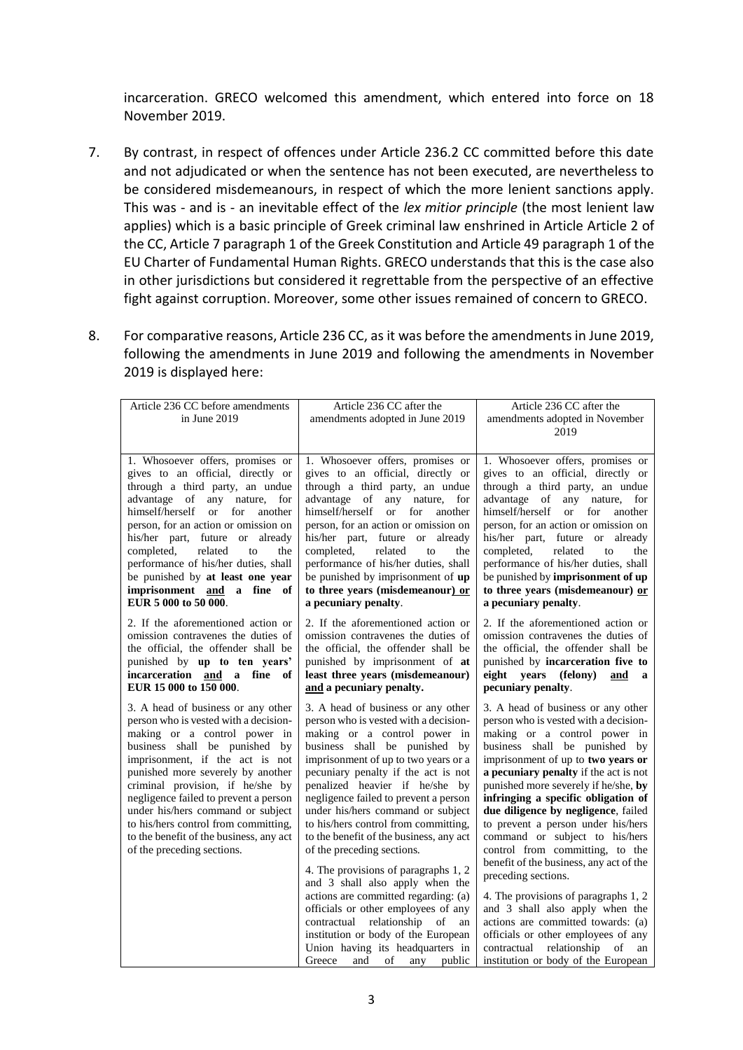incarceration. GRECO welcomed this amendment, which entered into force on 18 November 2019.

7. By contrast, in respect of offences under Article 236.2 CC committed before this date and not adjudicated or when the sentence has not been executed, are nevertheless to be considered misdemeanours, in respect of which the more lenient sanctions apply. This was - and is - an inevitable effect of the *lex mitior principle* (the most lenient law applies) which is a basic principle of Greek criminal law enshrined in Article Article 2 of the CC, Article 7 paragraph 1 of the Greek Constitution and Article 49 paragraph 1 of the EU Charter of Fundamental Human Rights. GRECO understands that this is the case also in other jurisdictions but considered it regrettable from the perspective of an effective fight against corruption. Moreover, some other issues remained of concern to GRECO.

8. For comparative reasons, Article 236 CC, as it was before the amendments in June 2019, following the amendments in June 2019 and following the amendments in November 2019 is displayed here:

| Article 236 CC before amendments in June 2019 | Article 236 CC after the amendments adopted in June 2019 | Article 236 CC after the amendments adopted in November 2019 |
|---|---|---|
| 1. Whosoever offers, promises or gives to an official, directly or through a third party, an undue advantage of any nature, for himself/herself or for another person, for an action or omission on his/her part, future or already completed, related to the performance of his/her duties, shall be punished by **at least one year imprisonment and a fine of EUR 5 000 to 50 000**. | 1. Whosoever offers, promises or gives to an official, directly or through a third party, an undue advantage of any nature, for himself/herself or for another person, for an action or omission on his/her part, future or already completed, related to the performance of his/her duties, shall be punished by imprisonment of **up to three years (misdemeanour) or a pecuniary penalty**. | 1. Whosoever offers, promises or gives to an official, directly or through a third party, an undue advantage of any nature, for himself/herself or for another person, for an action or omission on his/her part, future or already completed, related to the performance of his/her duties, shall be punished by **imprisonment of up to three years (misdemeanour) or a pecuniary penalty**. |
| 2. If the aforementioned action or omission contravenes the duties of the official, the offender shall be punished by **up to ten years' incarceration and a fine of EUR 15 000 to 150 000**. | 2. If the aforementioned action or omission contravenes the duties of the official, the offender shall be punished by imprisonment of **at least three years (misdemeanour) and a pecuniary penalty.** | 2. If the aforementioned action or omission contravenes the duties of the official, the offender shall be punished by **incarceration five to eight years (felony) and a pecuniary penalty**. |
| 3. A head of business or any other person who is vested with a decision-making or a control power in business shall be punished by imprisonment, if the act is not punished more severely by another criminal provision, if he/she by negligence failed to prevent a person under his/hers command or subject to his/hers control from committing, to the benefit of the business, any act of the preceding sections. | 3. A head of business or any other person who is vested with a decision-making or a control power in business shall be punished by imprisonment of up to two years or a pecuniary penalty if the act is not penalized heavier if he/she by negligence failed to prevent a person under his/hers command or subject to his/hers control from committing, to the benefit of the business, any act of the preceding sections.<br><br>4. The provisions of paragraphs 1, 2 and 3 shall also apply when the actions are committed regarding: (a) officials or other employees of any contractual relationship of an institution or body of the European Union having its headquarters in Greece and of any public | 3. A head of business or any other person who is vested with a decision-making or a control power in business shall be punished by imprisonment of up to **two years or a pecuniary penalty** if the act is not punished more severely if he/she, **by infringing a specific obligation of due diligence by negligence**, failed to prevent a person under his/hers command or subject to his/hers control from committing, to the benefit of the business, any act of the preceding sections.<br><br>4. The provisions of paragraphs 1, 2 and 3 shall also apply when the actions are committed towards: (a) officials or other employees of any contractual relationship of an institution or body of the European |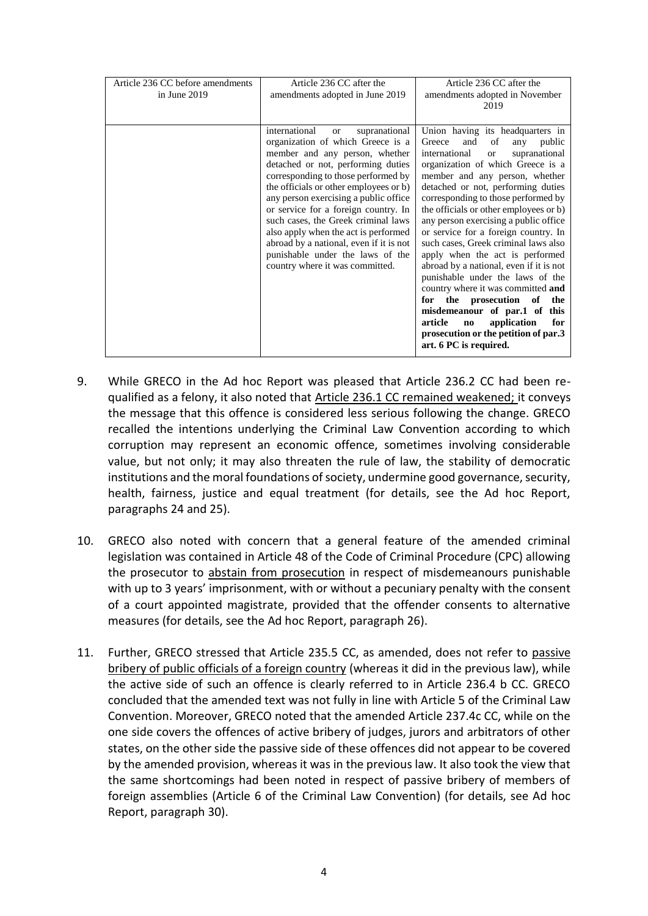| Article 236 CC before amendments in June 2019 | Article 236 CC after the amendments adopted in June 2019 | Article 236 CC after the amendments adopted in November 2019 |
|---|---|---|
| | international or supranational organization of which Greece is a member and any person, whether detached or not, performing duties corresponding to those performed by the officials or other employees or b) any person exercising a public office or service for a foreign country. In such cases, the Greek criminal laws also apply when the act is performed abroad by a national, even if it is not punishable under the laws of the country where it was committed. | Union having its headquarters in Greece and of any public international or supranational organization of which Greece is a member and any person, whether detached or not, performing duties corresponding to those performed by the officials or other employees or b) any person exercising a public office or service for a foreign country. In such cases, Greek criminal laws also apply when the act is performed abroad by a national, even if it is not punishable under the laws of the country where it was committed **and for the prosecution of the misdemeanour of par.1 of this article no application for prosecution or the petition of par.3 art. 6 PC is required.** |

9. While GRECO in the Ad hoc Report was pleased that Article 236.2 CC had been re-qualified as a felony, it also noted that Article 236.1 CC remained weakened; it conveys the message that this offence is considered less serious following the change. GRECO recalled the intentions underlying the Criminal Law Convention according to which corruption may represent an economic offence, sometimes involving considerable value, but not only; it may also threaten the rule of law, the stability of democratic institutions and the moral foundations of society, undermine good governance, security, health, fairness, justice and equal treatment (for details, see the Ad hoc Report, paragraphs 24 and 25).

10. GRECO also noted with concern that a general feature of the amended criminal legislation was contained in Article 48 of the Code of Criminal Procedure (CPC) allowing the prosecutor to abstain from prosecution in respect of misdemeanours punishable with up to 3 years' imprisonment, with or without a pecuniary penalty with the consent of a court appointed magistrate, provided that the offender consents to alternative measures (for details, see the Ad hoc Report, paragraph 26).

11. Further, GRECO stressed that Article 235.5 CC, as amended, does not refer to passive bribery of public officials of a foreign country (whereas it did in the previous law), while the active side of such an offence is clearly referred to in Article 236.4 b CC. GRECO concluded that the amended text was not fully in line with Article 5 of the Criminal Law Convention. Moreover, GRECO noted that the amended Article 237.4c CC, while on the one side covers the offences of active bribery of judges, jurors and arbitrators of other states, on the other side the passive side of these offences did not appear to be covered by the amended provision, whereas it was in the previous law. It also took the view that the same shortcomings had been noted in respect of passive bribery of members of foreign assemblies (Article 6 of the Criminal Law Convention) (for details, see Ad hoc Report, paragraph 30).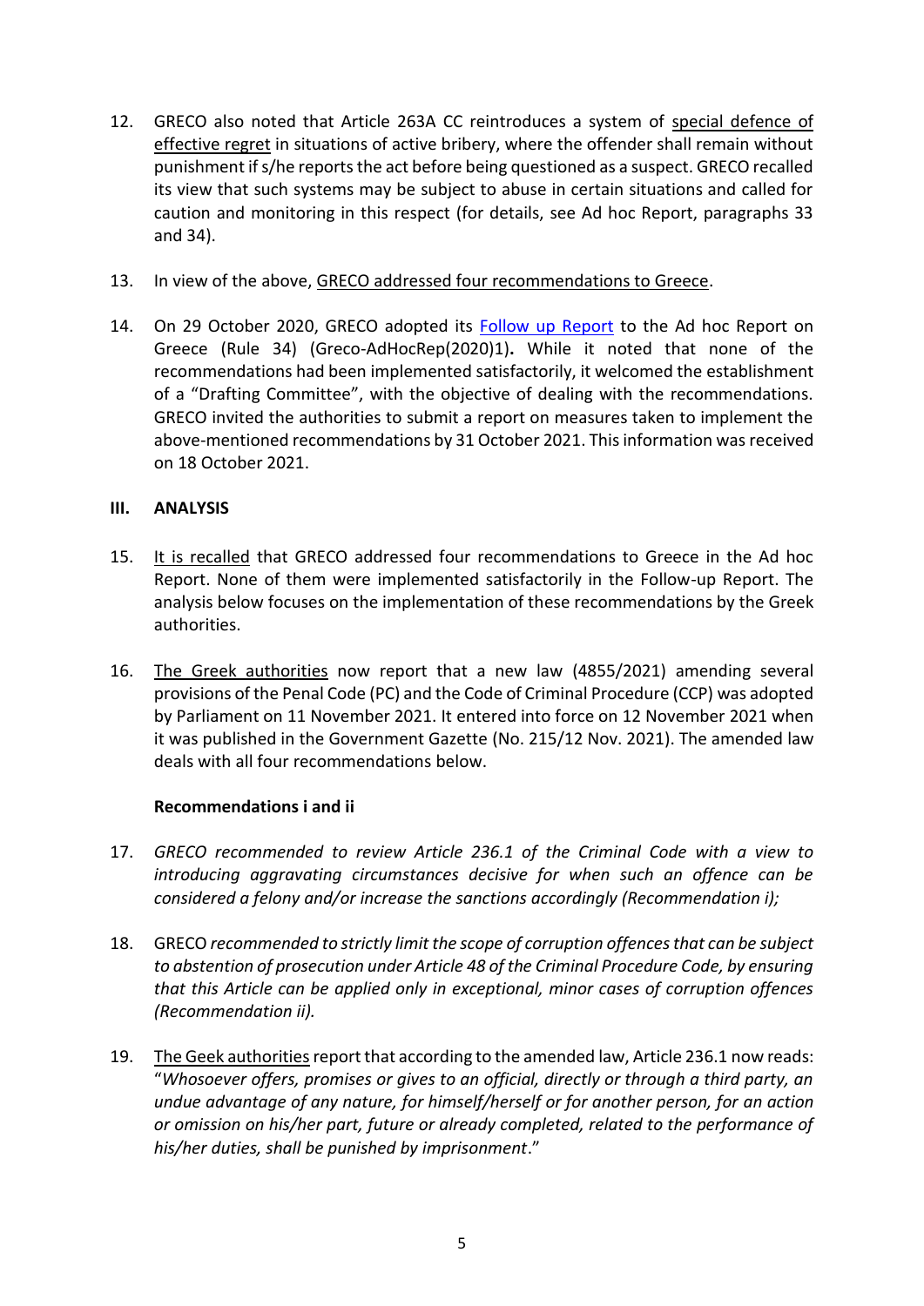12. GRECO also noted that Article 263A CC reintroduces a system of special defence of effective regret in situations of active bribery, where the offender shall remain without punishment if s/he reports the act before being questioned as a suspect. GRECO recalled its view that such systems may be subject to abuse in certain situations and called for caution and monitoring in this respect (for details, see Ad hoc Report, paragraphs 33 and 34).

13. In view of the above, GRECO addressed four recommendations to Greece.

14. On 29 October 2020, GRECO adopted its Follow up Report to the Ad hoc Report on Greece (Rule 34) (Greco-AdHocRep(2020)1). While it noted that none of the recommendations had been implemented satisfactorily, it welcomed the establishment of a "Drafting Committee", with the objective of dealing with the recommendations. GRECO invited the authorities to submit a report on measures taken to implement the above-mentioned recommendations by 31 October 2021. This information was received on 18 October 2021.

## III. ANALYSIS

15. It is recalled that GRECO addressed four recommendations to Greece in the Ad hoc Report. None of them were implemented satisfactorily in the Follow-up Report. The analysis below focuses on the implementation of these recommendations by the Greek authorities.

16. The Greek authorities now report that a new law (4855/2021) amending several provisions of the Penal Code (PC) and the Code of Criminal Procedure (CCP) was adopted by Parliament on 11 November 2021. It entered into force on 12 November 2021 when it was published in the Government Gazette (No. 215/12 Nov. 2021). The amended law deals with all four recommendations below.

### Recommendations i and ii

17. *GRECO recommended to review Article 236.1 of the Criminal Code with a view to introducing aggravating circumstances decisive for when such an offence can be considered a felony and/or increase the sanctions accordingly (Recommendation i);*

18. GRECO *recommended to strictly limit the scope of corruption offences that can be subject to abstention of prosecution under Article 48 of the Criminal Procedure Code, by ensuring that this Article can be applied only in exceptional, minor cases of corruption offences (Recommendation ii).*

19. The Geek authorities report that according to the amended law, Article 236.1 now reads: "*Whosoever offers, promises or gives to an official, directly or through a third party, an undue advantage of any nature, for himself/herself or for another person, for an action or omission on his/her part, future or already completed, related to the performance of his/her duties, shall be punished by imprisonment*."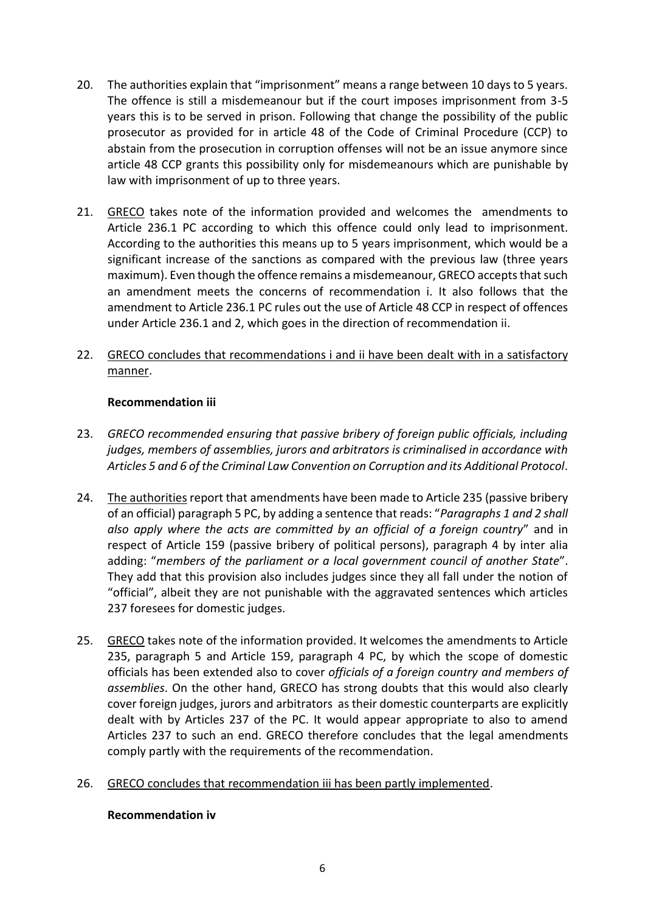20. The authorities explain that "imprisonment" means a range between 10 days to 5 years. The offence is still a misdemeanour but if the court imposes imprisonment from 3-5 years this is to be served in prison. Following that change the possibility of the public prosecutor as provided for in article 48 of the Code of Criminal Procedure (CCP) to abstain from the prosecution in corruption offenses will not be an issue anymore since article 48 CCP grants this possibility only for misdemeanours which are punishable by law with imprisonment of up to three years.

21. GRECO takes note of the information provided and welcomes the amendments to Article 236.1 PC according to which this offence could only lead to imprisonment. According to the authorities this means up to 5 years imprisonment, which would be a significant increase of the sanctions as compared with the previous law (three years maximum). Even though the offence remains a misdemeanour, GRECO accepts that such an amendment meets the concerns of recommendation i. It also follows that the amendment to Article 236.1 PC rules out the use of Article 48 CCP in respect of offences under Article 236.1 and 2, which goes in the direction of recommendation ii.

22. GRECO concludes that recommendations i and ii have been dealt with in a satisfactory manner.

**Recommendation iii**

23. *GRECO recommended ensuring that passive bribery of foreign public officials, including judges, members of assemblies, jurors and arbitrators is criminalised in accordance with Articles 5 and 6 of the Criminal Law Convention on Corruption and its Additional Protocol*.

24. The authorities report that amendments have been made to Article 235 (passive bribery of an official) paragraph 5 PC, by adding a sentence that reads: "*Paragraphs 1 and 2 shall also apply where the acts are committed by an official of a foreign country*" and in respect of Article 159 (passive bribery of political persons), paragraph 4 by inter alia adding: "*members of the parliament or a local government council of another State*". They add that this provision also includes judges since they all fall under the notion of "official", albeit they are not punishable with the aggravated sentences which articles 237 foresees for domestic judges.

25. GRECO takes note of the information provided. It welcomes the amendments to Article 235, paragraph 5 and Article 159, paragraph 4 PC, by which the scope of domestic officials has been extended also to cover *officials of a foreign country and members of assemblies*. On the other hand, GRECO has strong doubts that this would also clearly cover foreign judges, jurors and arbitrators as their domestic counterparts are explicitly dealt with by Articles 237 of the PC. It would appear appropriate to also to amend Articles 237 to such an end. GRECO therefore concludes that the legal amendments comply partly with the requirements of the recommendation.

26. GRECO concludes that recommendation iii has been partly implemented.

**Recommendation iv**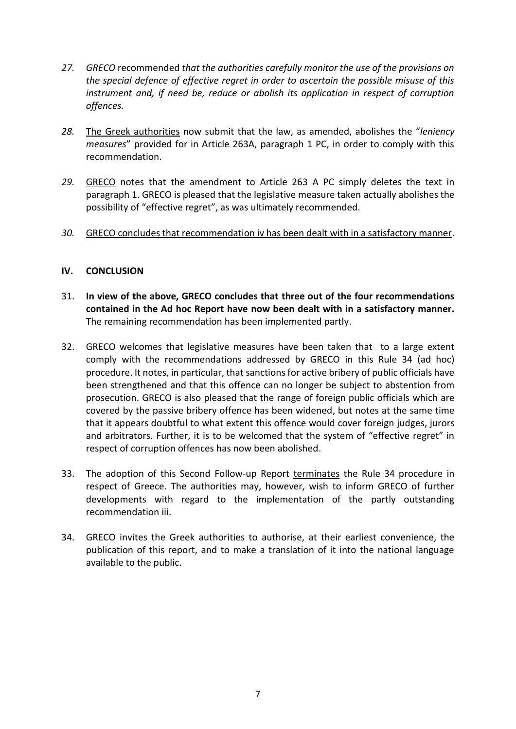27. *GRECO* recommended *that the authorities carefully monitor the use of the provisions on the special defence of effective regret in order to ascertain the possible misuse of this instrument and, if need be, reduce or abolish its application in respect of corruption offences.*

28. The Greek authorities now submit that the law, as amended, abolishes the "*leniency measures*" provided for in Article 263A, paragraph 1 PC, in order to comply with this recommendation.

29. GRECO notes that the amendment to Article 263 A PC simply deletes the text in paragraph 1. GRECO is pleased that the legislative measure taken actually abolishes the possibility of "effective regret", as was ultimately recommended.

30. GRECO concludes that recommendation iv has been dealt with in a satisfactory manner.

## IV. CONCLUSION

31. **In view of the above, GRECO concludes that three out of the four recommendations contained in the Ad hoc Report have now been dealt with in a satisfactory manner.** The remaining recommendation has been implemented partly.

32. GRECO welcomes that legislative measures have been taken that to a large extent comply with the recommendations addressed by GRECO in this Rule 34 (ad hoc) procedure. It notes, in particular, that sanctions for active bribery of public officials have been strengthened and that this offence can no longer be subject to abstention from prosecution. GRECO is also pleased that the range of foreign public officials which are covered by the passive bribery offence has been widened, but notes at the same time that it appears doubtful to what extent this offence would cover foreign judges, jurors and arbitrators. Further, it is to be welcomed that the system of "effective regret" in respect of corruption offences has now been abolished.

33. The adoption of this Second Follow-up Report terminates the Rule 34 procedure in respect of Greece. The authorities may, however, wish to inform GRECO of further developments with regard to the implementation of the partly outstanding recommendation iii.

34. GRECO invites the Greek authorities to authorise, at their earliest convenience, the publication of this report, and to make a translation of it into the national language available to the public.